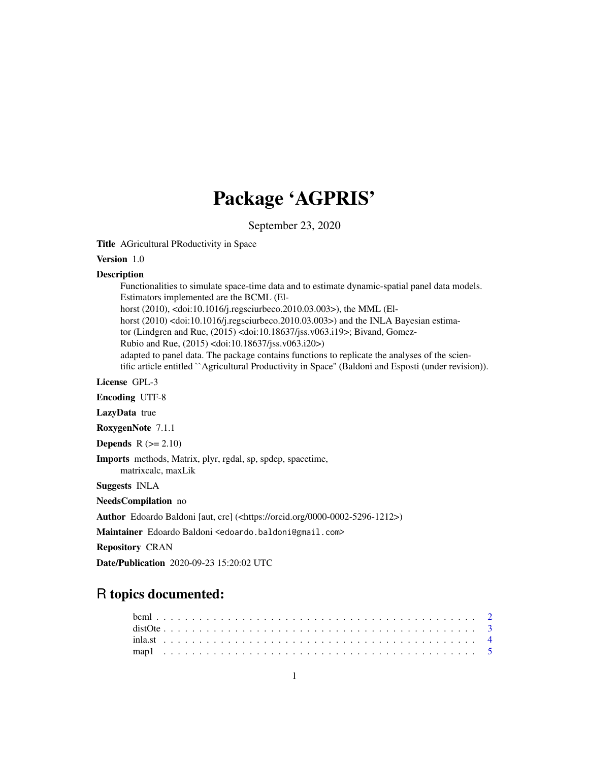# Package 'AGPRIS'

September 23, 2020

**Title** AGricultural PRoductivity in Space

**Version** 1.0

**Description**
Functionalities to simulate space-time data and to estimate dynamic-spatial panel data models. Estimators implemented are the BCML (Elhorst (2010), <doi:10.1016/j.regsciurbeco.2010.03.003>), the MML (Elhorst (2010) <doi:10.1016/j.regsciurbeco.2010.03.003>) and the INLA Bayesian estimator (Lindgren and Rue, (2015) <doi:10.18637/jss.v063.i19>; Bivand, Gomez-Rubio and Rue, (2015) <doi:10.18637/jss.v063.i20>) adapted to panel data. The package contains functions to replicate the analyses of the scientific article entitled ``Agricultural Productivity in Space'' (Baldoni and Esposti (under revision)).

**License** GPL-3

**Encoding** UTF-8

**LazyData** true

**RoxygenNote** 7.1.1

**Depends** R (>= 2.10)

**Imports** methods, Matrix, plyr, rgdal, sp, spdep, spacetime, matrixcalc, maxLik

**Suggests** INLA

**NeedsCompilation** no

**Author** Edoardo Baldoni [aut, cre] (<https://orcid.org/0000-0002-5296-1212>)

**Maintainer** Edoardo Baldoni <edoardo.baldoni@gmail.com>

**Repository** CRAN

**Date/Publication** 2020-09-23 15:20:02 UTC

## R topics documented:

| | |
|---|---|
| bcml | 2 |
| distOte | 3 |
| inla.st | 4 |
| map1 | 5 |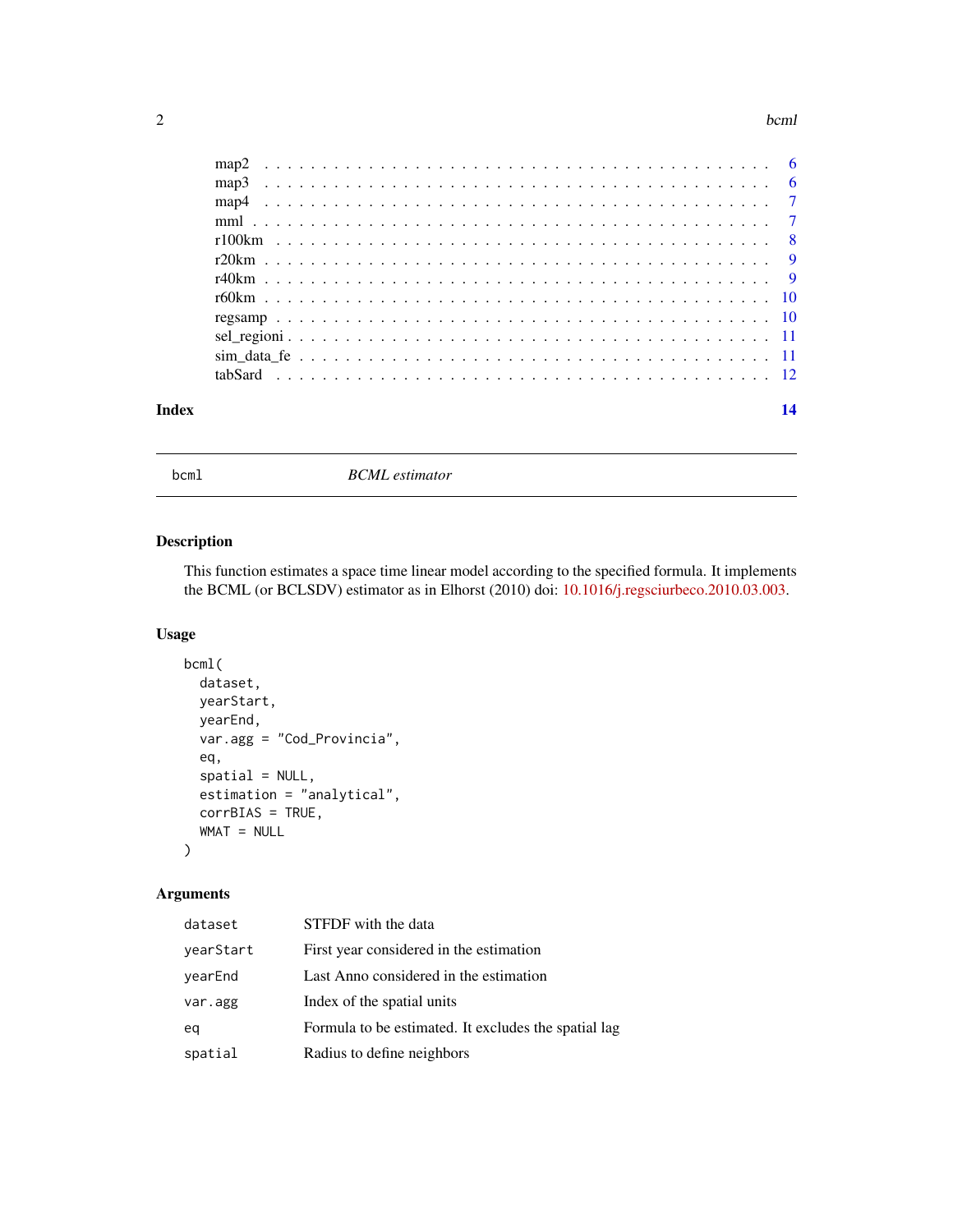| | |
|---|---|
| map2 | 6 |
| map3 | 6 |
| map4 | 7 |
| mml | 7 |
| r100km | 8 |
| r20km | 9 |
| r40km | 9 |
| r60km | 10 |
| regsamp | 10 |
| sel_regioni | 11 |
| sim_data_fe | 11 |
| tabSard | 12 |

**Index** **14**

---

`bcml` *BCML estimator*

---

## Description

This function estimates a space time linear model according to the specified formula. It implements the BCML (or BCLSDV) estimator as in Elhorst (2010) doi: 10.1016/j.regsciurbeco.2010.03.003.

## Usage

```
bcml(
  dataset,
  yearStart,
  yearEnd,
  var.agg = "Cod_Provincia",
  eq,
  spatial = NULL,
  estimation = "analytical",
  corrBIAS = TRUE,
  WMAT = NULL
)
```

## Arguments

| | |
|---|---|
| `dataset` | STFDF with the data |
| `yearStart` | First year considered in the estimation |
| `yearEnd` | Last Anno considered in the estimation |
| `var.agg` | Index of the spatial units |
| `eq` | Formula to be estimated. It excludes the spatial lag |
| `spatial` | Radius to define neighbors |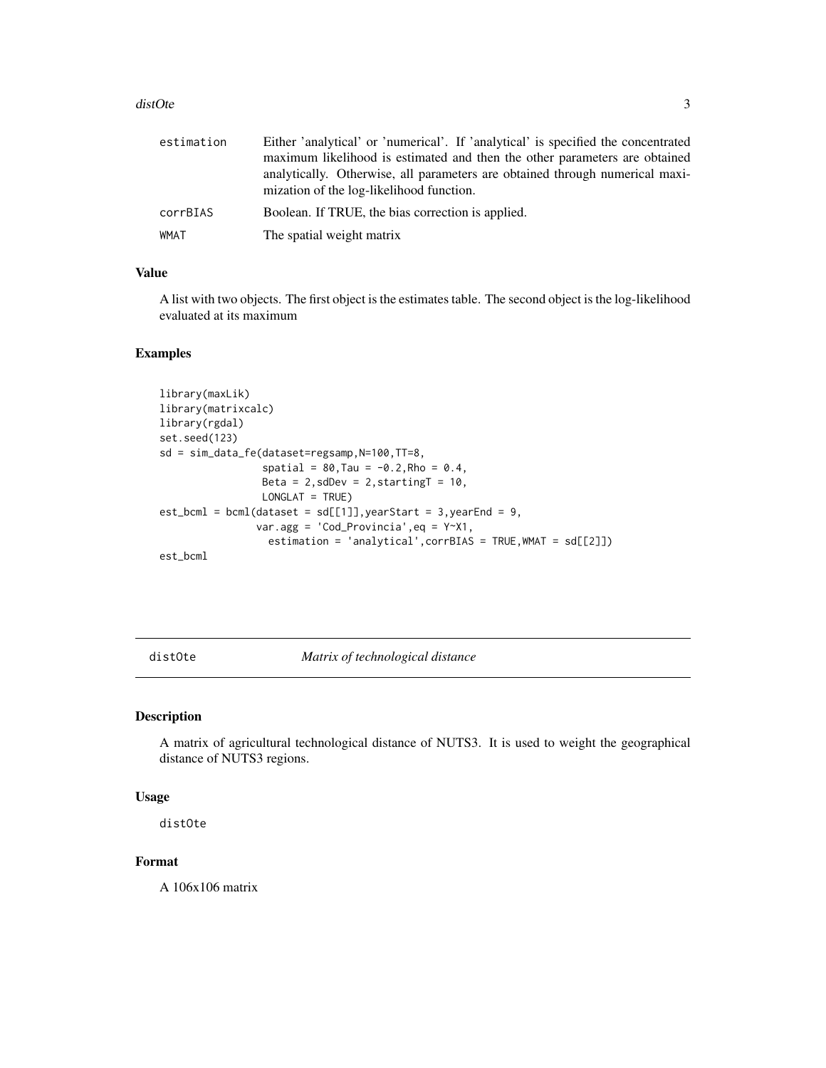| | |
|---|---|
| estimation | Either 'analytical' or 'numerical'. If 'analytical' is specified the concentrated maximum likelihood is estimated and then the other parameters are obtained analytically. Otherwise, all parameters are obtained through numerical maximization of the log-likelihood function. |
| corrBIAS | Boolean. If TRUE, the bias correction is applied. |
| WMAT | The spatial weight matrix |

### Value

A list with two objects. The first object is the estimates table. The second object is the log-likelihood evaluated at its maximum

### Examples

```
library(maxLik)
library(matrixcalc)
library(rgdal)
set.seed(123)
sd = sim_data_fe(dataset=regsamp,N=100,TT=8,
                 spatial = 80,Tau = -0.2,Rho = 0.4,
                 Beta = 2,sdDev = 2,startingT = 10,
                 LONGLAT = TRUE)
est_bcml = bcml(dataset = sd[[1]],yearStart = 3,yearEnd = 9,
               var.agg = 'Cod_Provincia',eq = Y~X1,
                 estimation = 'analytical',corrBIAS = TRUE,WMAT = sd[[2]])
est_bcml
```

---

## distOte — *Matrix of technological distance*

### Description

A matrix of agricultural technological distance of NUTS3. It is used to weight the geographical distance of NUTS3 regions.

### Usage

```
distOte
```

### Format

A 106x106 matrix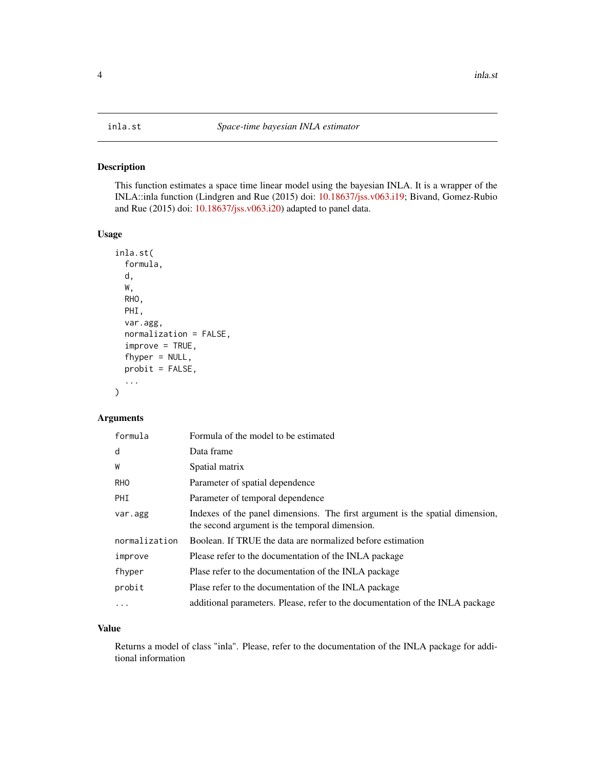## inla.st — *Space-time bayesian INLA estimator*

### Description

This function estimates a space time linear model using the bayesian INLA. It is a wrapper of the INLA::inla function (Lindgren and Rue (2015) doi: 10.18637/jss.v063.i19; Bivand, Gomez-Rubio and Rue (2015) doi: 10.18637/jss.v063.i20) adapted to panel data.

### Usage

```
inla.st(
  formula,
  d,
  W,
  RHO,
  PHI,
  var.agg,
  normalization = FALSE,
  improve = TRUE,
  fhyper = NULL,
  probit = FALSE,
  ...
)
```

### Arguments

| | |
|---|---|
| formula | Formula of the model to be estimated |
| d | Data frame |
| W | Spatial matrix |
| RHO | Parameter of spatial dependence |
| PHI | Parameter of temporal dependence |
| var.agg | Indexes of the panel dimensions. The first argument is the spatial dimension, the second argument is the temporal dimension. |
| normalization | Boolean. If TRUE the data are normalized before estimation |
| improve | Please refer to the documentation of the INLA package |
| fhyper | Plase refer to the documentation of the INLA package |
| probit | Plase refer to the documentation of the INLA package |
| ... | additional parameters. Please, refer to the documentation of the INLA package |

### Value

Returns a model of class "inla". Please, refer to the documentation of the INLA package for additional information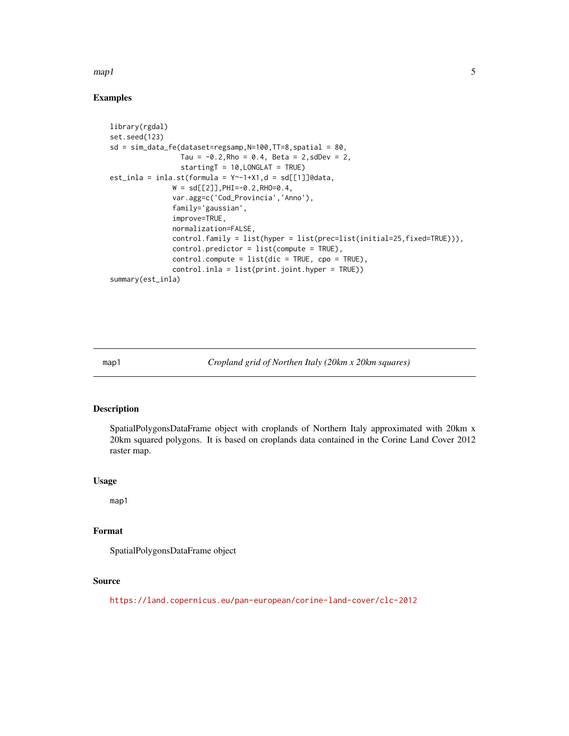## Examples

```
library(rgdal)
set.seed(123)
sd = sim_data_fe(dataset=regsamp,N=100,TT=8,spatial = 80,
                 Tau = -0.2,Rho = 0.4, Beta = 2,sdDev = 2,
                 startingT = 10,LONGLAT = TRUE)
est_inla = inla.st(formula = Y~-1+X1,d = sd[[1]]@data,
               W = sd[[2]],PHI=-0.2,RHO=0.4,
               var.agg=c('Cod_Provincia','Anno'),
               family='gaussian',
               improve=TRUE,
               normalization=FALSE,
               control.family = list(hyper = list(prec=list(initial=25,fixed=TRUE))),
               control.predictor = list(compute = TRUE),
               control.compute = list(dic = TRUE, cpo = TRUE),
               control.inla = list(print.joint.hyper = TRUE))
summary(est_inla)
```

---

# map1 — *Cropland grid of Northen Italy (20km x 20km squares)*

## Description

SpatialPolygonsDataFrame object with croplands of Northern Italy approximated with 20km x 20km squared polygons. It is based on croplands data contained in the Corine Land Cover 2012 raster map.

## Usage

```
map1
```

## Format

SpatialPolygonsDataFrame object

## Source

https://land.copernicus.eu/pan-european/corine-land-cover/clc-2012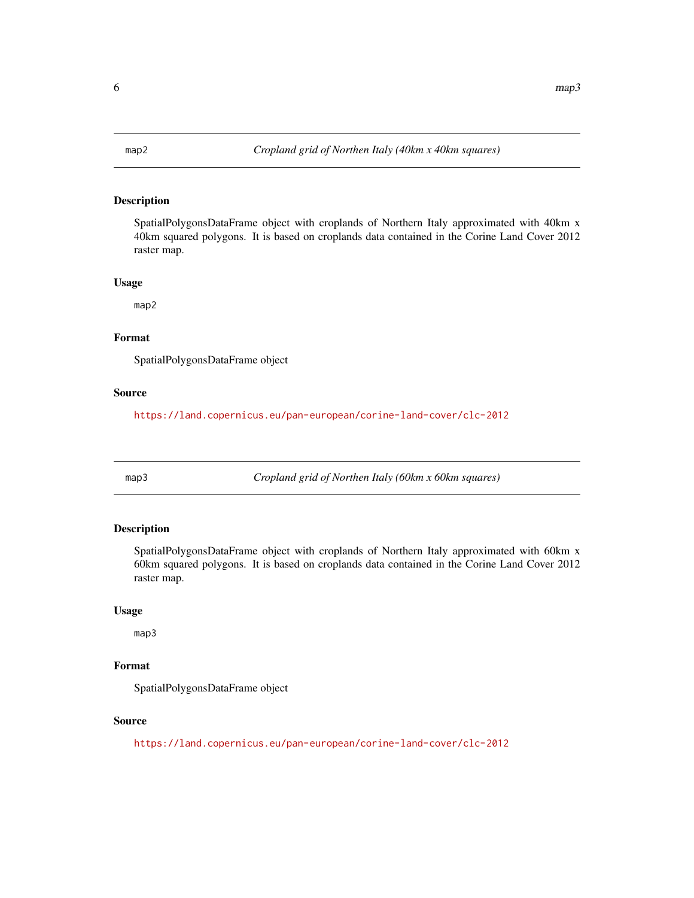## map2 — *Cropland grid of Northen Italy (40km x 40km squares)*

### Description

SpatialPolygonsDataFrame object with croplands of Northern Italy approximated with 40km x 40km squared polygons. It is based on croplands data contained in the Corine Land Cover 2012 raster map.

### Usage

```
map2
```

### Format

SpatialPolygonsDataFrame object

### Source

https://land.copernicus.eu/pan-european/corine-land-cover/clc-2012

## map3 — *Cropland grid of Northen Italy (60km x 60km squares)*

### Description

SpatialPolygonsDataFrame object with croplands of Northern Italy approximated with 60km x 60km squared polygons. It is based on croplands data contained in the Corine Land Cover 2012 raster map.

### Usage

```
map3
```

### Format

SpatialPolygonsDataFrame object

### Source

https://land.copernicus.eu/pan-european/corine-land-cover/clc-2012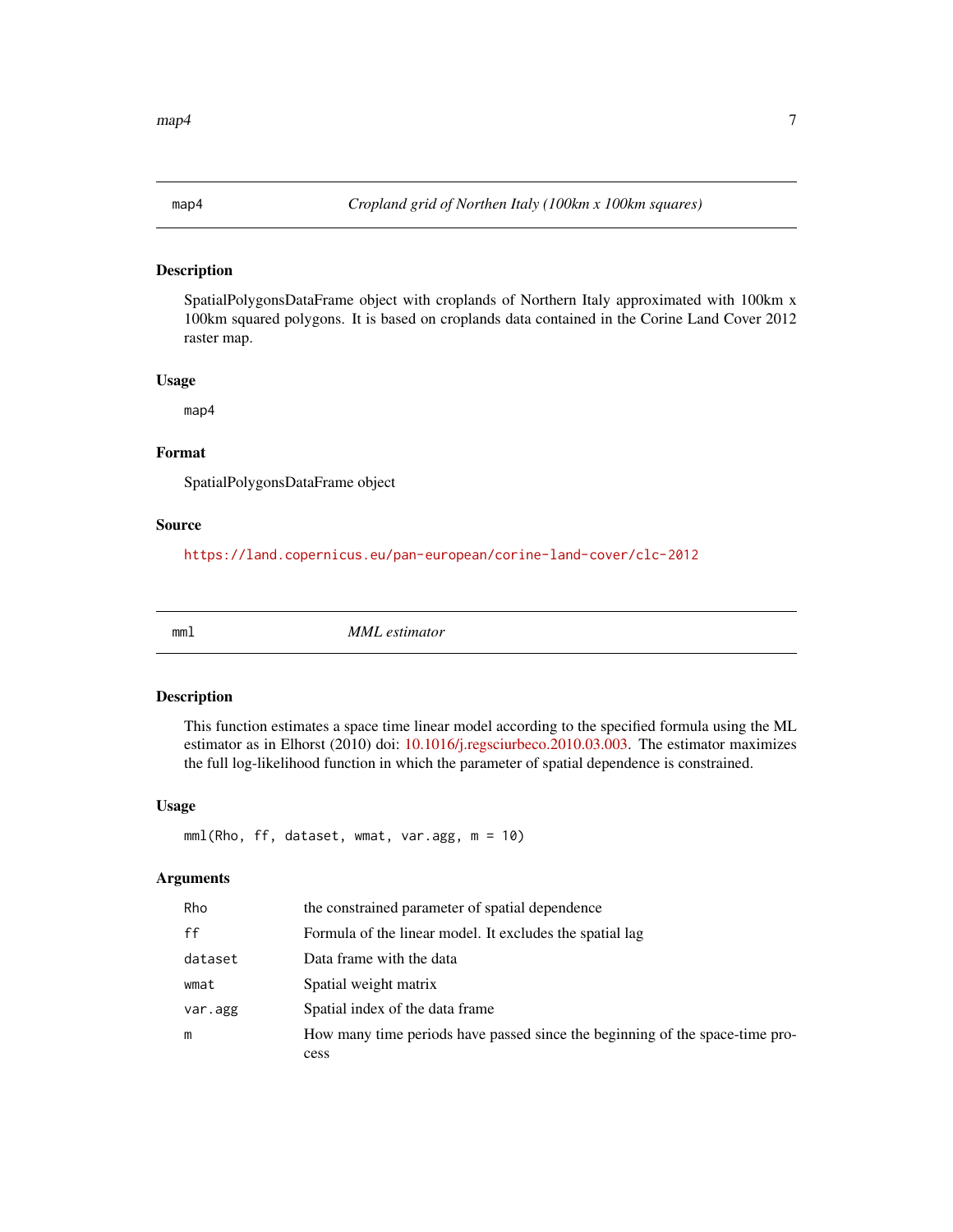## map4 — *Cropland grid of Northen Italy (100km x 100km squares)*

### Description

SpatialPolygonsDataFrame object with croplands of Northern Italy approximated with 100km x 100km squared polygons. It is based on croplands data contained in the Corine Land Cover 2012 raster map.

### Usage

```
map4
```

### Format

SpatialPolygonsDataFrame object

### Source

https://land.copernicus.eu/pan-european/corine-land-cover/clc-2012

## mml — *MML estimator*

### Description

This function estimates a space time linear model according to the specified formula using the ML estimator as in Elhorst (2010) doi: 10.1016/j.regsciurbeco.2010.03.003. The estimator maximizes the full log-likelihood function in which the parameter of spatial dependence is constrained.

### Usage

```
mml(Rho, ff, dataset, wmat, var.agg, m = 10)
```

### Arguments

| | |
|---|---|
| Rho | the constrained parameter of spatial dependence |
| ff | Formula of the linear model. It excludes the spatial lag |
| dataset | Data frame with the data |
| wmat | Spatial weight matrix |
| var.agg | Spatial index of the data frame |
| m | How many time periods have passed since the beginning of the space-time process |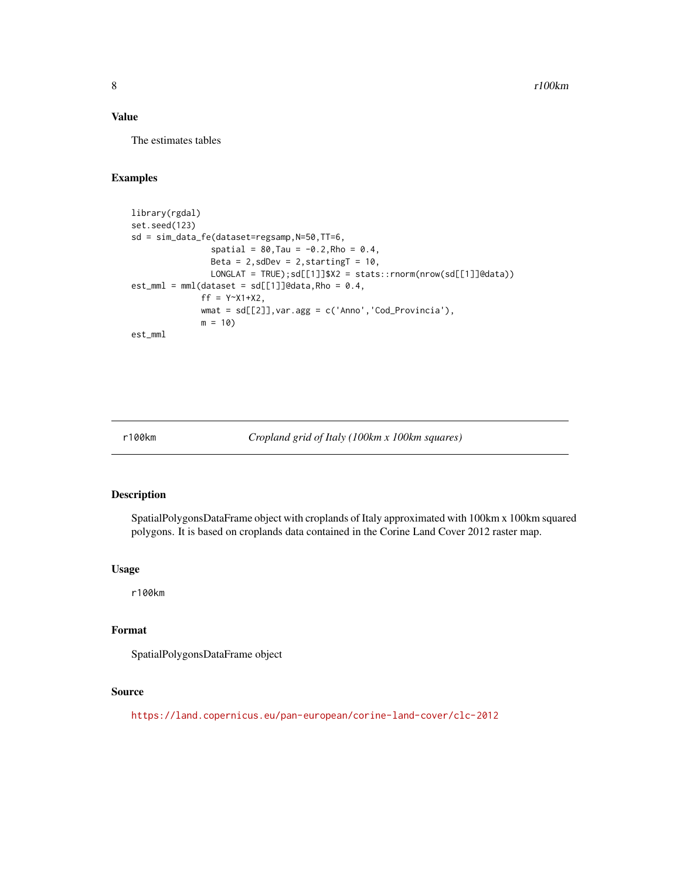### Value

The estimates tables

### Examples

```
library(rgdal)
set.seed(123)
sd = sim_data_fe(dataset=regsamp,N=50,TT=6,
                 spatial = 80,Tau = -0.2,Rho = 0.4,
                 Beta = 2,sdDev = 2,startingT = 10,
                 LONGLAT = TRUE);sd[[1]]$X2 = stats::rnorm(nrow(sd[[1]]@data))
est_mml = mml(dataset = sd[[1]]@data,Rho = 0.4,
              ff = Y~X1+X2,
              wmat = sd[[2]],var.agg = c('Anno','Cod_Provincia'),
              m = 10)
est_mml
```

---

## r100km — *Cropland grid of Italy (100km x 100km squares)*

### Description

SpatialPolygonsDataFrame object with croplands of Italy approximated with 100km x 100km squared polygons. It is based on croplands data contained in the Corine Land Cover 2012 raster map.

### Usage

```
r100km
```

### Format

SpatialPolygonsDataFrame object

### Source

https://land.copernicus.eu/pan-european/corine-land-cover/clc-2012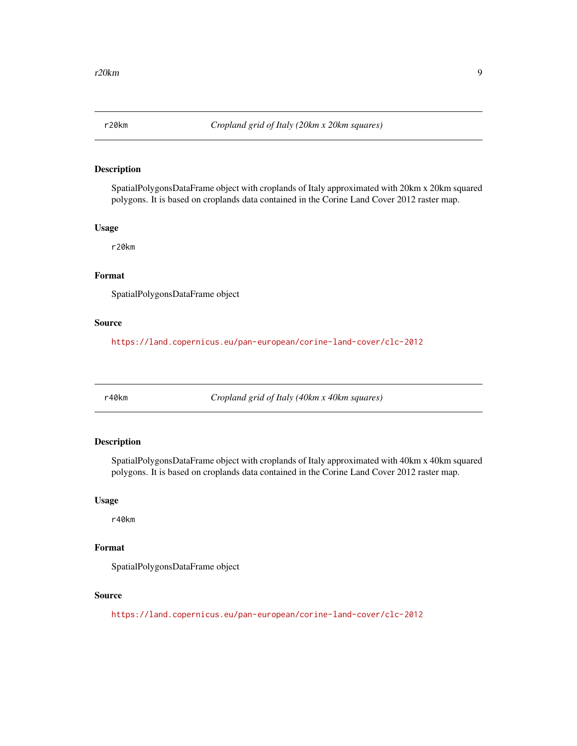## r20km — *Cropland grid of Italy (20km x 20km squares)*

### Description

SpatialPolygonsDataFrame object with croplands of Italy approximated with 20km x 20km squared polygons. It is based on croplands data contained in the Corine Land Cover 2012 raster map.

### Usage

```
r20km
```

### Format

SpatialPolygonsDataFrame object

### Source

https://land.copernicus.eu/pan-european/corine-land-cover/clc-2012

## r40km — *Cropland grid of Italy (40km x 40km squares)*

### Description

SpatialPolygonsDataFrame object with croplands of Italy approximated with 40km x 40km squared polygons. It is based on croplands data contained in the Corine Land Cover 2012 raster map.

### Usage

```
r40km
```

### Format

SpatialPolygonsDataFrame object

### Source

https://land.copernicus.eu/pan-european/corine-land-cover/clc-2012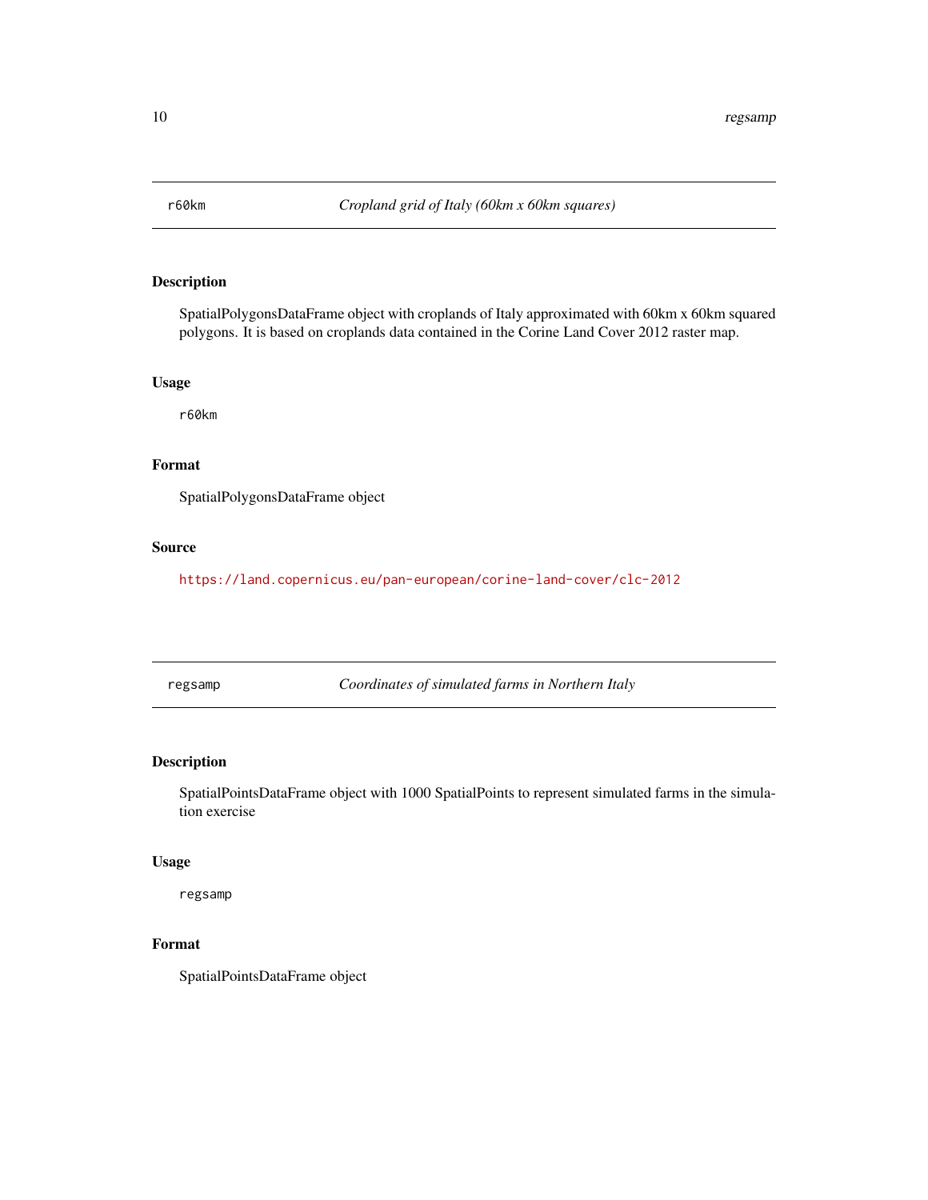## r60km — *Cropland grid of Italy (60km x 60km squares)*

### Description

SpatialPolygonsDataFrame object with croplands of Italy approximated with 60km x 60km squared polygons. It is based on croplands data contained in the Corine Land Cover 2012 raster map.

### Usage

```
r60km
```

### Format

SpatialPolygonsDataFrame object

### Source

https://land.copernicus.eu/pan-european/corine-land-cover/clc-2012

## regsamp — *Coordinates of simulated farms in Northern Italy*

### Description

SpatialPointsDataFrame object with 1000 SpatialPoints to represent simulated farms in the simulation exercise

### Usage

```
regsamp
```

### Format

SpatialPointsDataFrame object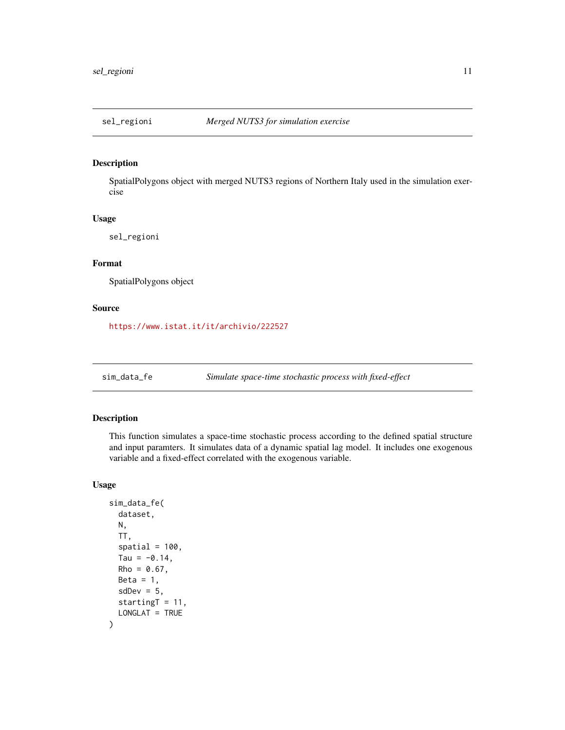## sel_regioni — *Merged NUTS3 for simulation exercise*

### Description

SpatialPolygons object with merged NUTS3 regions of Northern Italy used in the simulation exercise

### Usage

```
sel_regioni
```

### Format

SpatialPolygons object

### Source

https://www.istat.it/it/archivio/222527

## sim_data_fe — *Simulate space-time stochastic process with fixed-effect*

### Description

This function simulates a space-time stochastic process according to the defined spatial structure and input paramters. It simulates data of a dynamic spatial lag model. It includes one exogenous variable and a fixed-effect correlated with the exogenous variable.

### Usage

```
sim_data_fe(
  dataset,
  N,
  TT,
  spatial = 100,
  Tau = -0.14,
  Rho = 0.67,
  Beta = 1,
  sdDev = 5,
  startingT = 11,
  LONGLAT = TRUE
)
```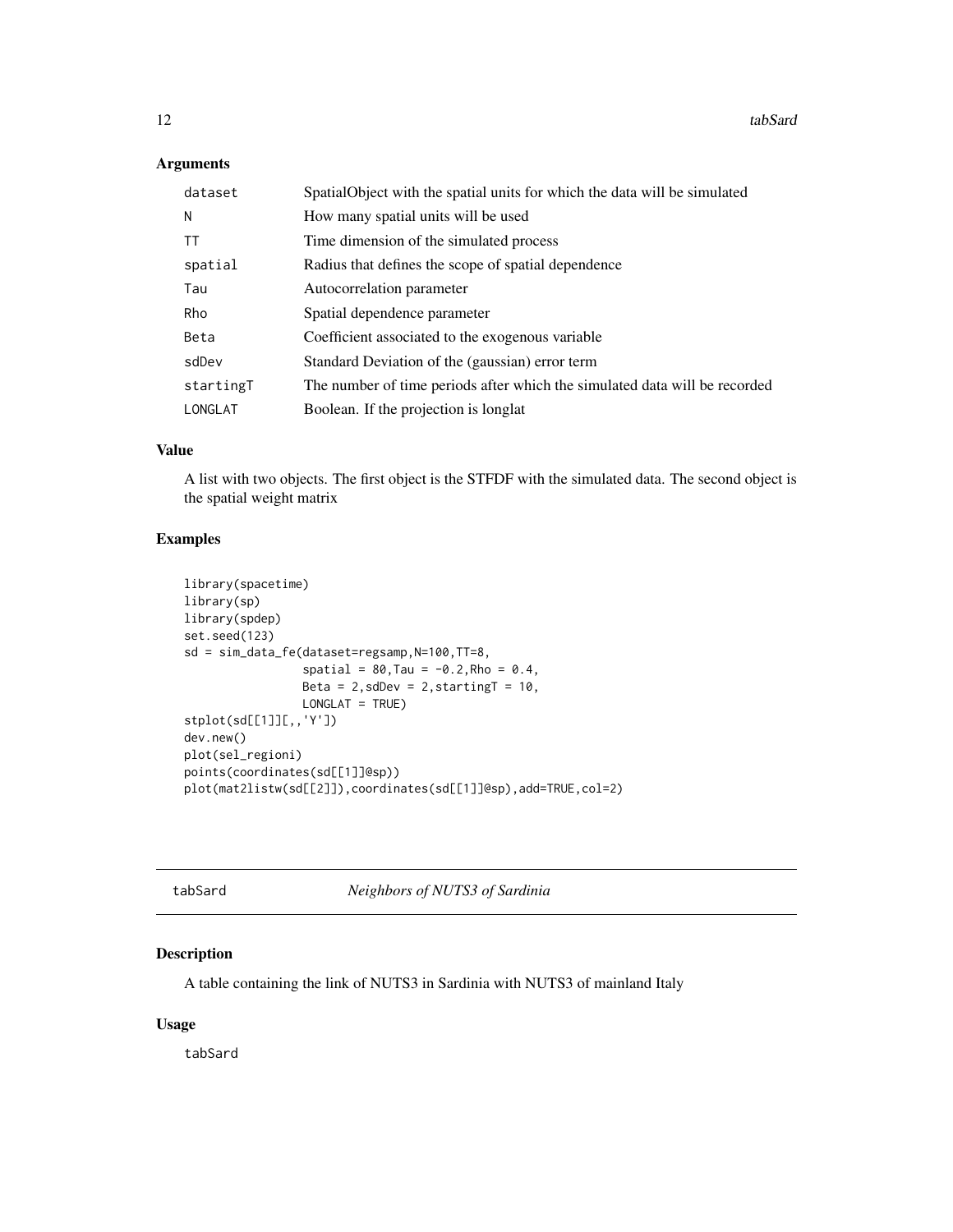### Arguments

| | |
|---|---|
| dataset | SpatialObject with the spatial units for which the data will be simulated |
| N | How many spatial units will be used |
| TT | Time dimension of the simulated process |
| spatial | Radius that defines the scope of spatial dependence |
| Tau | Autocorrelation parameter |
| Rho | Spatial dependence parameter |
| Beta | Coefficient associated to the exogenous variable |
| sdDev | Standard Deviation of the (gaussian) error term |
| startingT | The number of time periods after which the simulated data will be recorded |
| LONGLAT | Boolean. If the projection is longlat |

### Value

A list with two objects. The first object is the STFDF with the simulated data. The second object is the spatial weight matrix

### Examples

```
library(spacetime)
library(sp)
library(spdep)
set.seed(123)
sd = sim_data_fe(dataset=regsamp,N=100,TT=8,
                 spatial = 80,Tau = -0.2,Rho = 0.4,
                 Beta = 2,sdDev = 2,startingT = 10,
                 LONGLAT = TRUE)
stplot(sd[[1]][,,'Y'])
dev.new()
plot(sel_regioni)
points(coordinates(sd[[1]]@sp))
plot(mat2listw(sd[[2]]),coordinates(sd[[1]]@sp),add=TRUE,col=2)
```

---

## tabSard — *Neighbors of NUTS3 of Sardinia*

### Description

A table containing the link of NUTS3 in Sardinia with NUTS3 of mainland Italy

### Usage

tabSard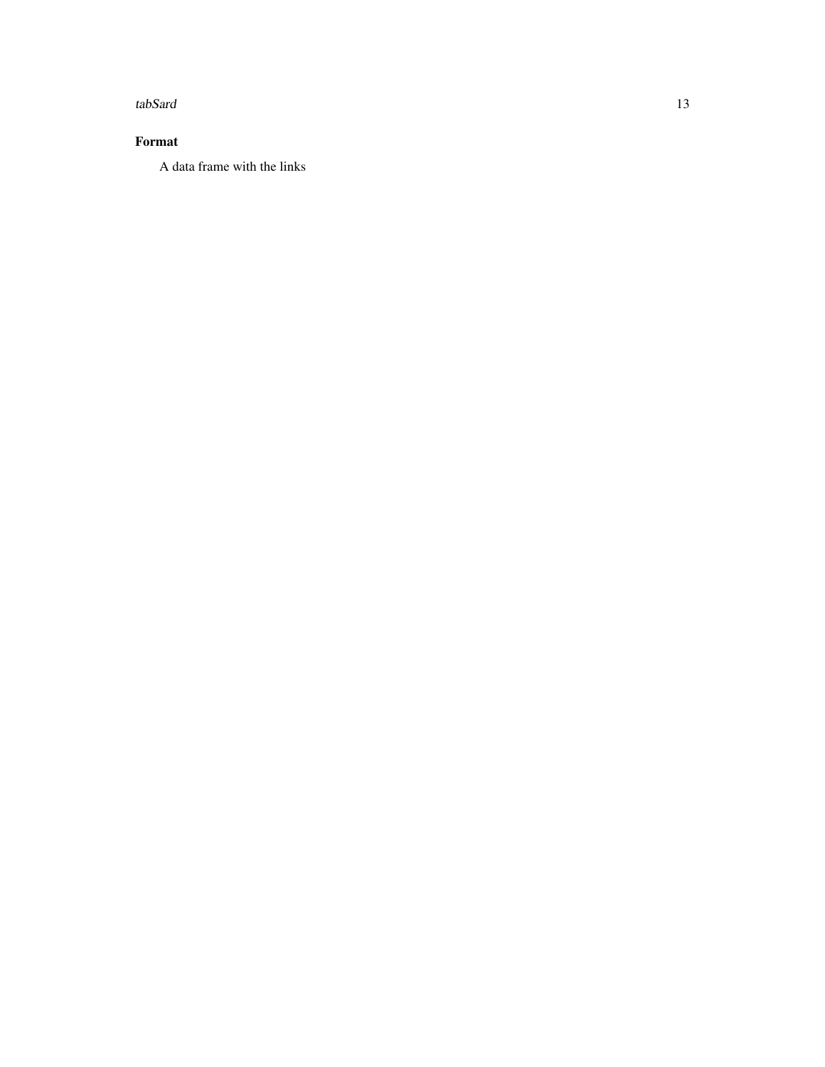## Format

A data frame with the links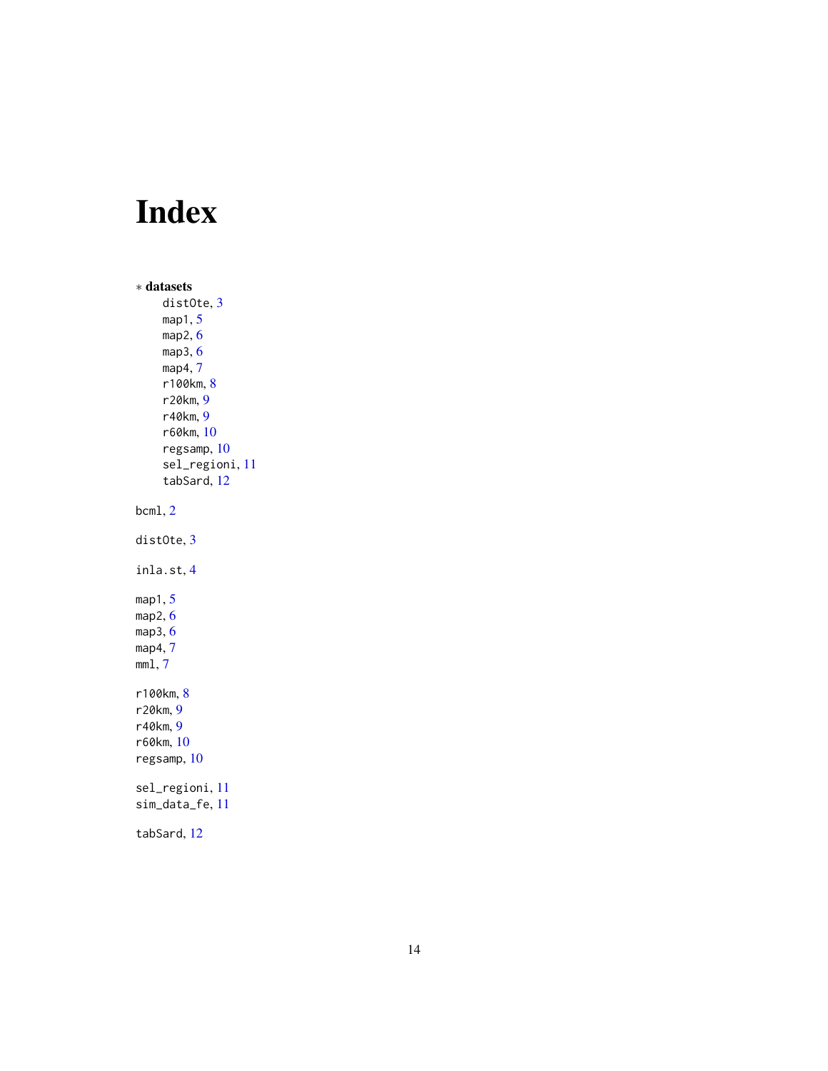# Index

∗ **datasets**

distOte, 3
map1, 5
map2, 6
map3, 6
map4, 7
r100km, 8
r20km, 9
r40km, 9
r60km, 10
regsamp, 10
sel_regioni, 11
tabSard, 12

bcml, 2

distOte, 3

inla.st, 4

map1, 5
map2, 6
map3, 6
map4, 7
mml, 7

r100km, 8
r20km, 9
r40km, 9
r60km, 10
regsamp, 10

sel_regioni, 11
sim_data_fe, 11

tabSard, 12